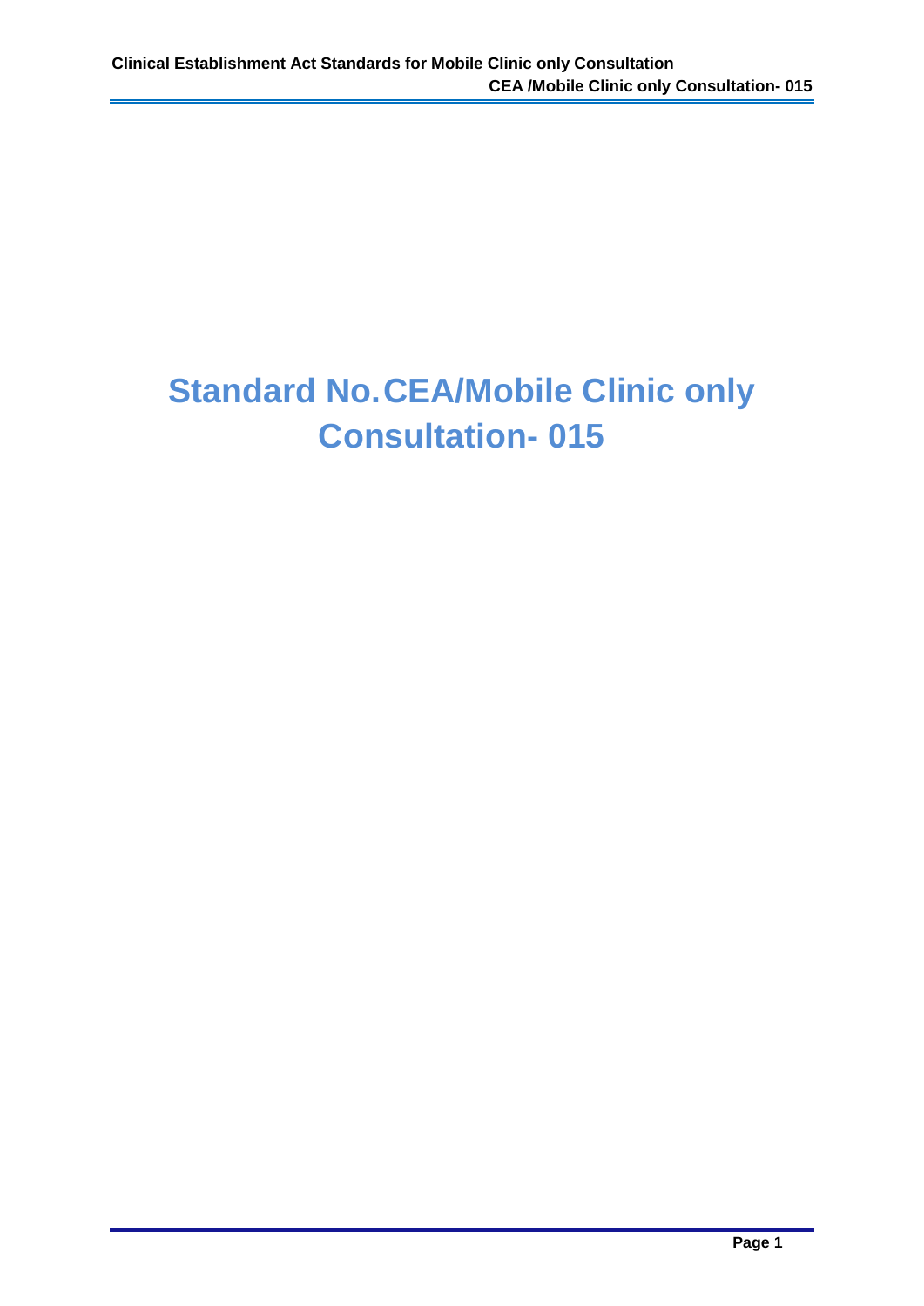# Standard No. CEA/Mobile Clinic only Consultation- 015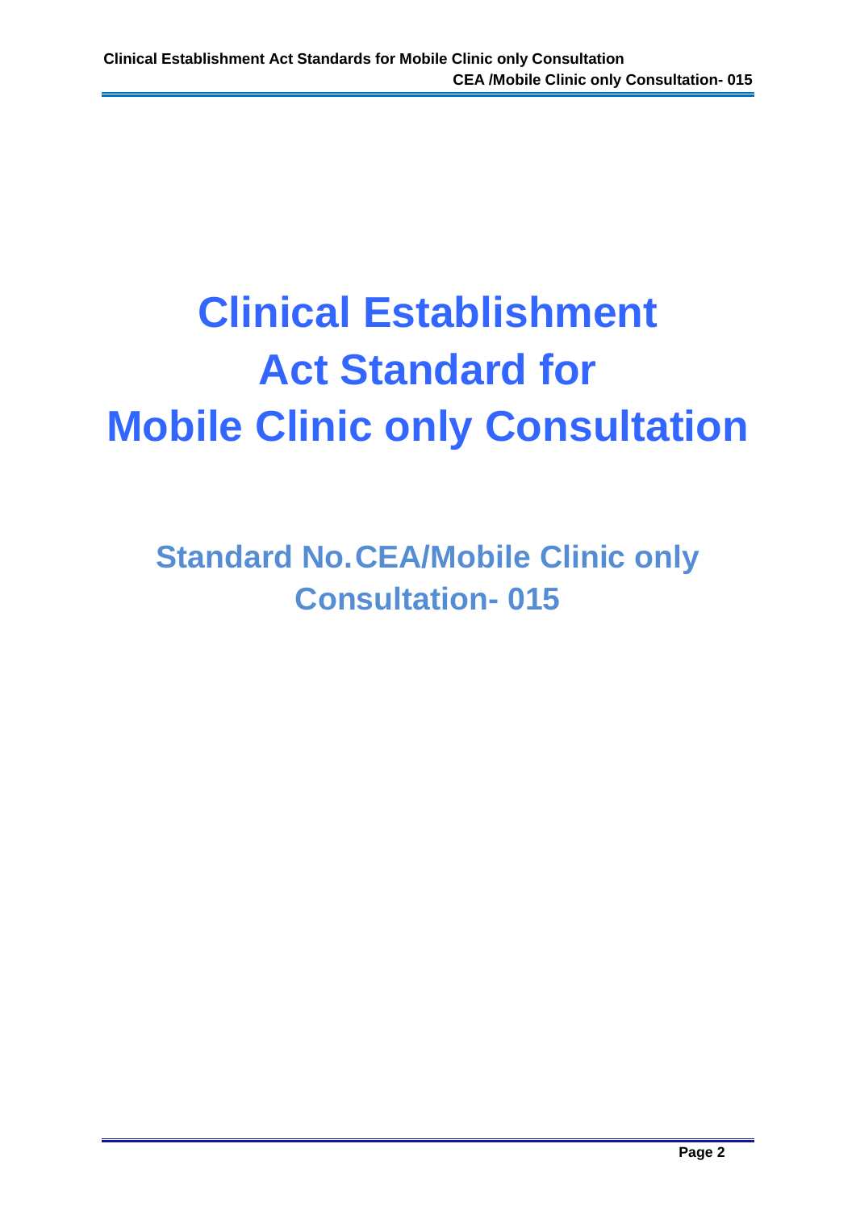# Clinical Establishment Act Standard for Mobile Clinic only Consultation

## Standard No. CEA/Mobile Clinic only Consultation- 015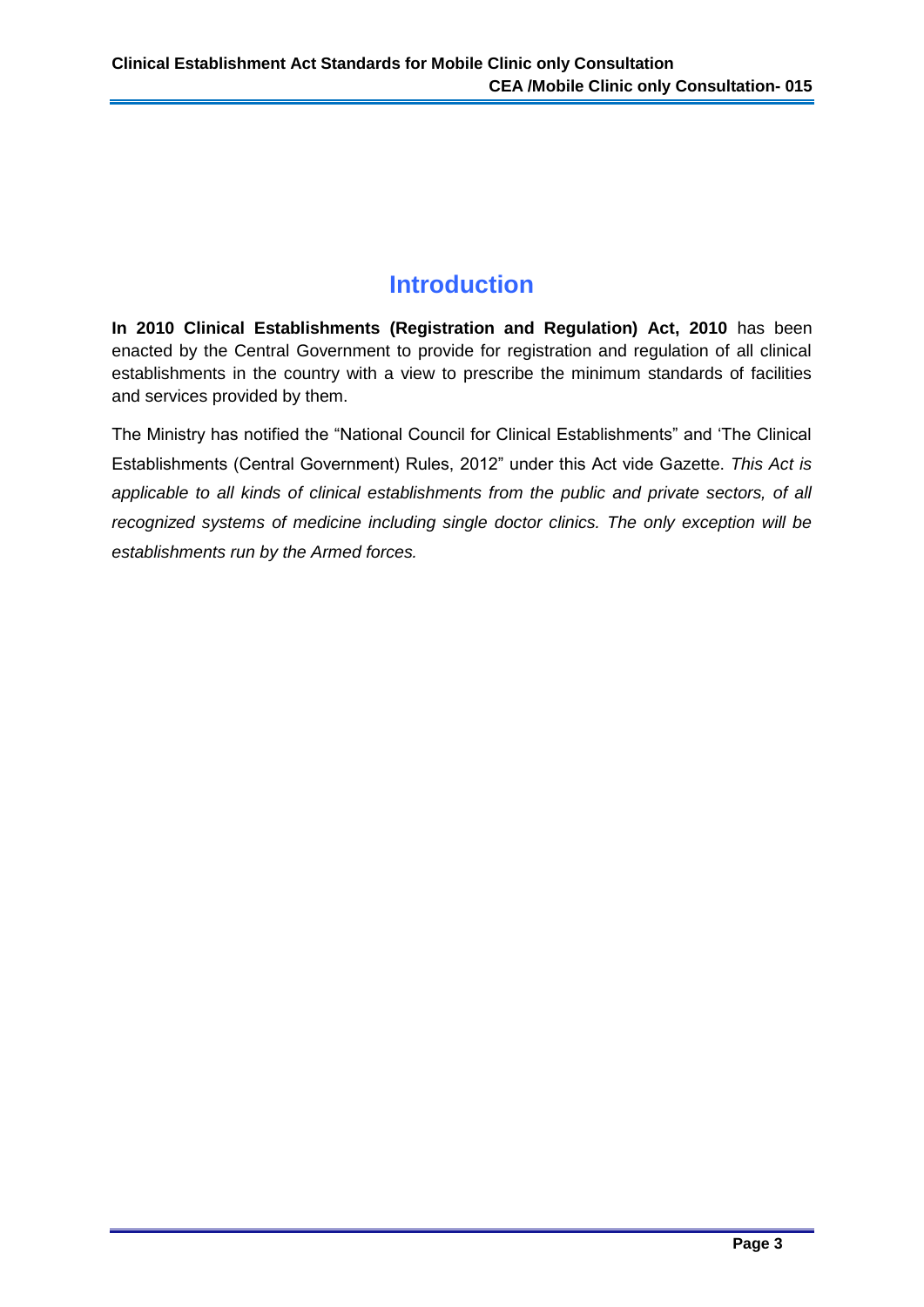# Introduction

**In 2010 Clinical Establishments (Registration and Regulation) Act, 2010** has been enacted by the Central Government to provide for registration and regulation of all clinical establishments in the country with a view to prescribe the minimum standards of facilities and services provided by them.

The Ministry has notified the "National Council for Clinical Establishments" and 'The Clinical Establishments (Central Government) Rules, 2012" under this Act vide Gazette. *This Act is applicable to all kinds of clinical establishments from the public and private sectors, of all recognized systems of medicine including single doctor clinics. The only exception will be establishments run by the Armed forces.*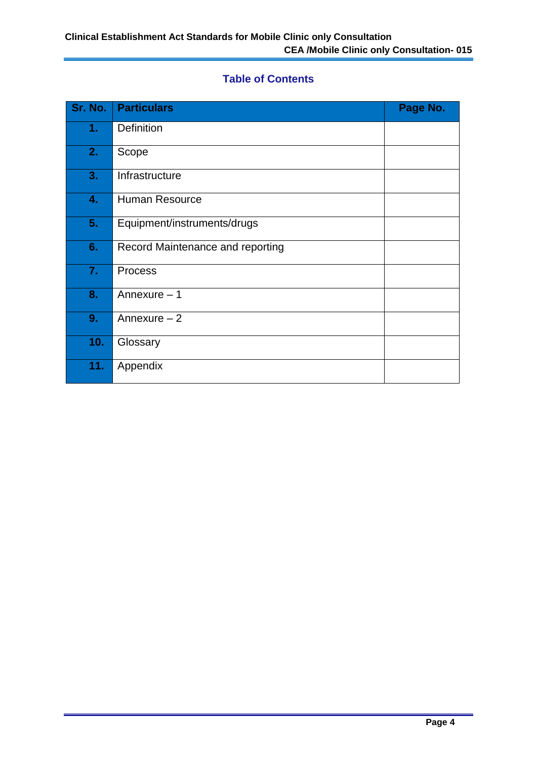## Table of Contents

| Sr. No. | Particulars | Page No. |
|---|---|---|
| 1. | Definition | |
| 2. | Scope | |
| 3. | Infrastructure | |
| 4. | Human Resource | |
| 5. | Equipment/instruments/drugs | |
| 6. | Record Maintenance and reporting | |
| 7. | Process | |
| 8. | Annexure – 1 | |
| 9. | Annexure – 2 | |
| 10. | Glossary | |
| 11. | Appendix | |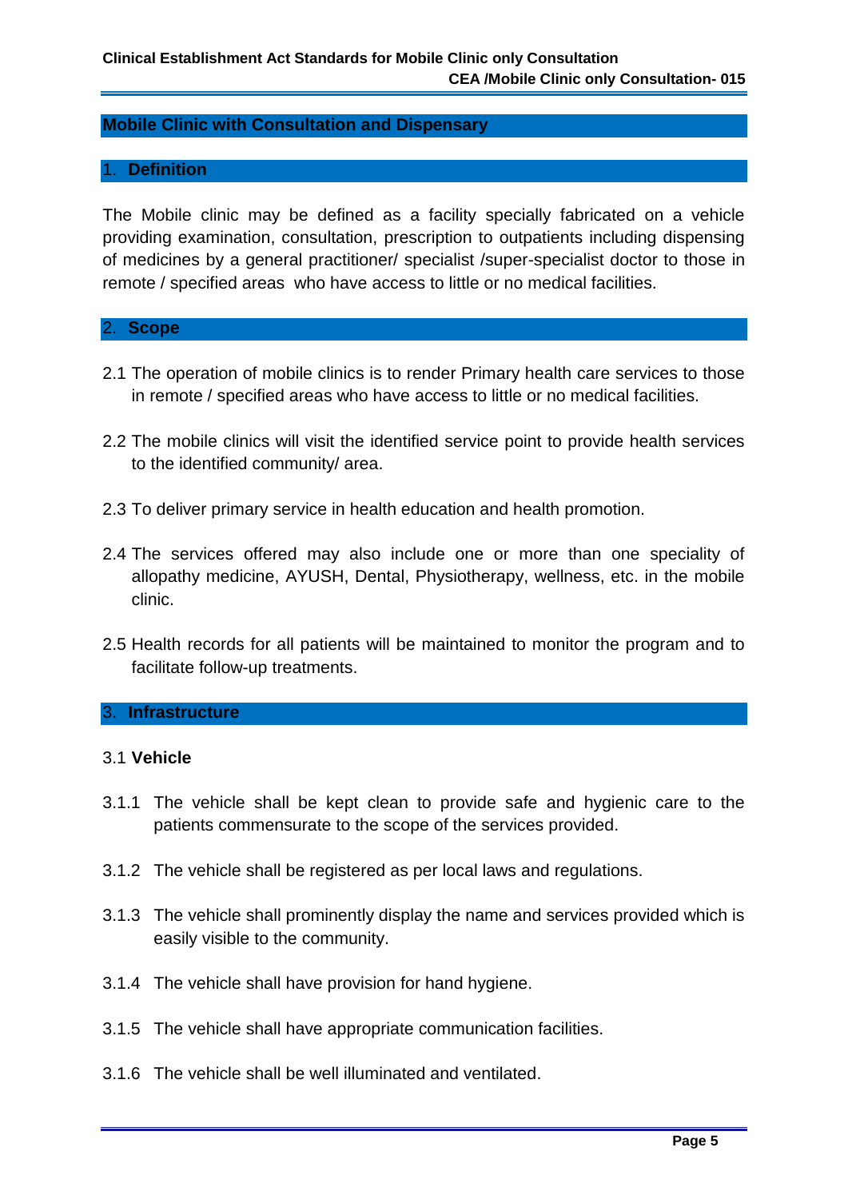## Mobile Clinic with Consultation and Dispensary

### 1. Definition

The Mobile clinic may be defined as a facility specially fabricated on a vehicle providing examination, consultation, prescription to outpatients including dispensing of medicines by a general practitioner/ specialist /super-specialist doctor to those in remote / specified areas who have access to little or no medical facilities.

### 2. Scope

2.1 The operation of mobile clinics is to render Primary health care services to those in remote / specified areas who have access to little or no medical facilities.

2.2 The mobile clinics will visit the identified service point to provide health services to the identified community/ area.

2.3 To deliver primary service in health education and health promotion.

2.4 The services offered may also include one or more than one speciality of allopathy medicine, AYUSH, Dental, Physiotherapy, wellness, etc. in the mobile clinic.

2.5 Health records for all patients will be maintained to monitor the program and to facilitate follow-up treatments.

### 3. Infrastructure

3.1 **Vehicle**

3.1.1 The vehicle shall be kept clean to provide safe and hygienic care to the patients commensurate to the scope of the services provided.

3.1.2 The vehicle shall be registered as per local laws and regulations.

3.1.3 The vehicle shall prominently display the name and services provided which is easily visible to the community.

3.1.4 The vehicle shall have provision for hand hygiene.

3.1.5 The vehicle shall have appropriate communication facilities.

3.1.6 The vehicle shall be well illuminated and ventilated.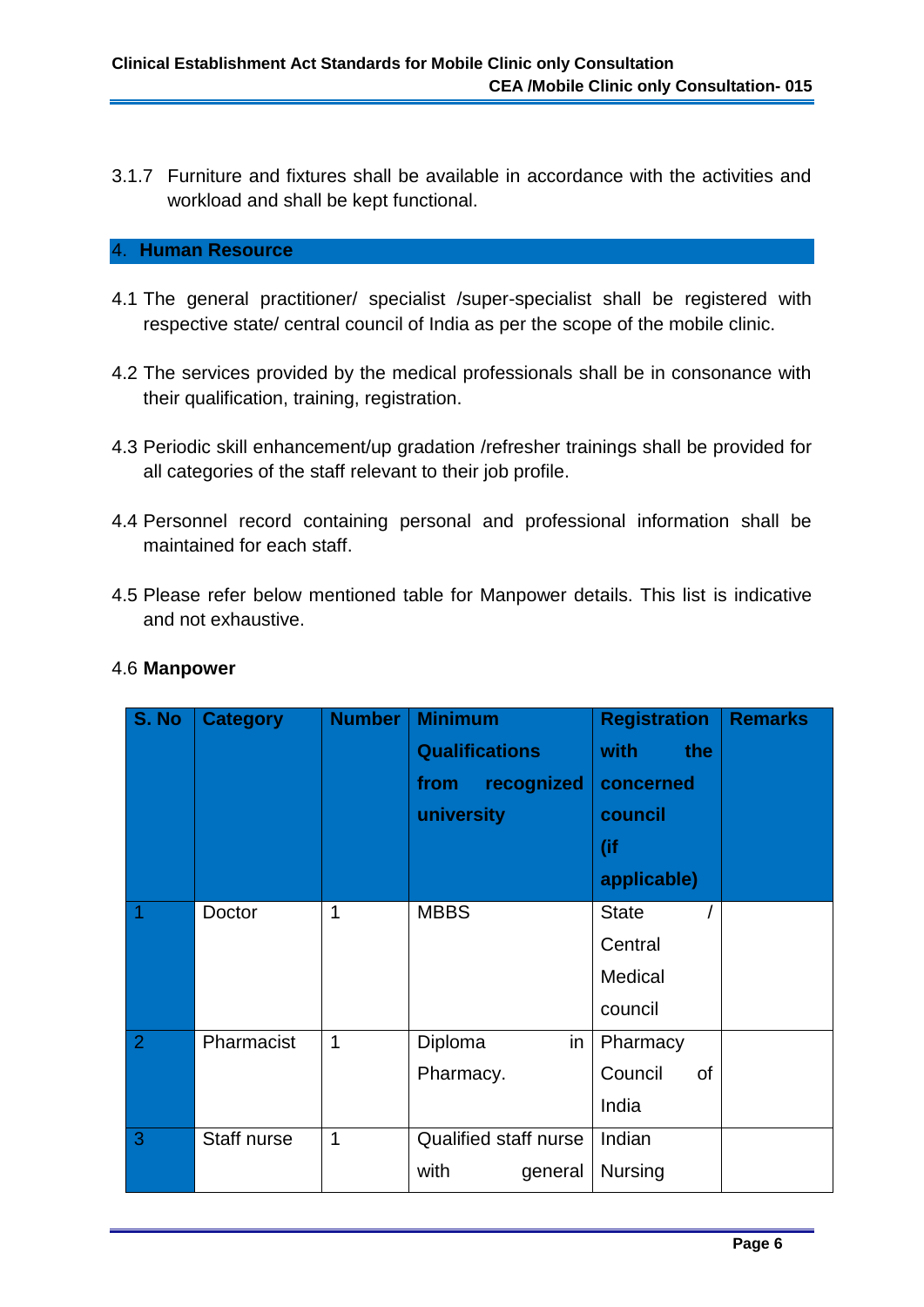3.1.7 Furniture and fixtures shall be available in accordance with the activities and workload and shall be kept functional.

## 4. Human Resource

4.1 The general practitioner/ specialist /super-specialist shall be registered with respective state/ central council of India as per the scope of the mobile clinic.

4.2 The services provided by the medical professionals shall be in consonance with their qualification, training, registration.

4.3 Periodic skill enhancement/up gradation /refresher trainings shall be provided for all categories of the staff relevant to their job profile.

4.4 Personnel record containing personal and professional information shall be maintained for each staff.

4.5 Please refer below mentioned table for Manpower details. This list is indicative and not exhaustive.

4.6 **Manpower**

| S. No | Category | Number | Minimum Qualifications from recognized university | Registration with the concerned council (if applicable) | Remarks |
|---|---|---|---|---|---|
| 1 | Doctor | 1 | MBBS | State / Central Medical council | |
| 2 | Pharmacist | 1 | Diploma in Pharmacy. | Pharmacy Council of India | |
| 3 | Staff nurse | 1 | Qualified staff nurse with general | Indian Nursing | |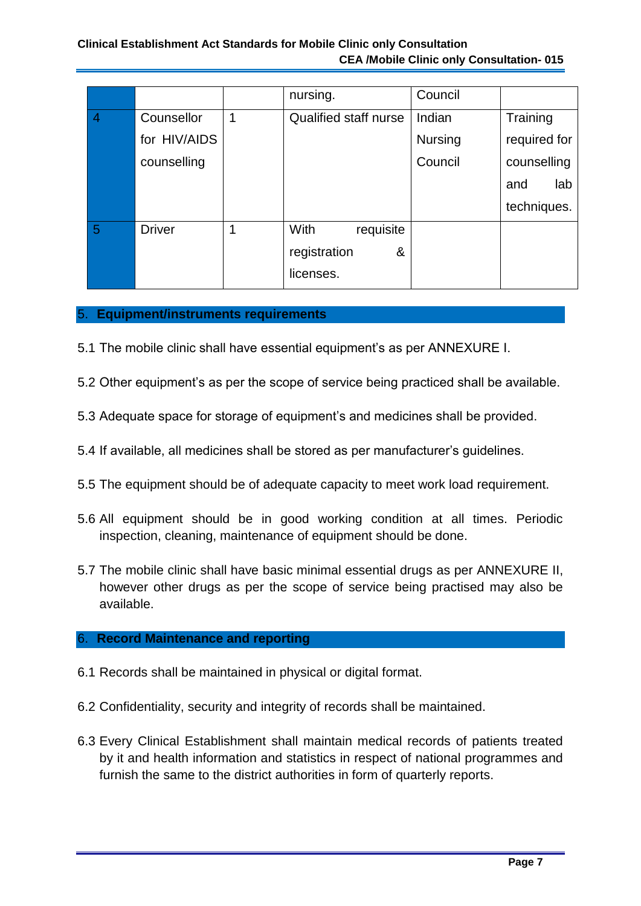| | | | | | |
|---|---|---|---|---|---|
| | | | nursing. | Council | |
| 4 | Counsellor for HIV/AIDS counselling | 1 | Qualified staff nurse | Indian Nursing Council | Training required for counselling and lab techniques. |
| 5 | Driver | 1 | With requisite registration & licenses. | | |

## 5. Equipment/instruments requirements

5.1 The mobile clinic shall have essential equipment's as per ANNEXURE I.

5.2 Other equipment's as per the scope of service being practiced shall be available.

5.3 Adequate space for storage of equipment's and medicines shall be provided.

5.4 If available, all medicines shall be stored as per manufacturer's guidelines.

5.5 The equipment should be of adequate capacity to meet work load requirement.

5.6 All equipment should be in good working condition at all times. Periodic inspection, cleaning, maintenance of equipment should be done.

5.7 The mobile clinic shall have basic minimal essential drugs as per ANNEXURE II, however other drugs as per the scope of service being practised may also be available.

## 6. Record Maintenance and reporting

6.1 Records shall be maintained in physical or digital format.

6.2 Confidentiality, security and integrity of records shall be maintained.

6.3 Every Clinical Establishment shall maintain medical records of patients treated by it and health information and statistics in respect of national programmes and furnish the same to the district authorities in form of quarterly reports.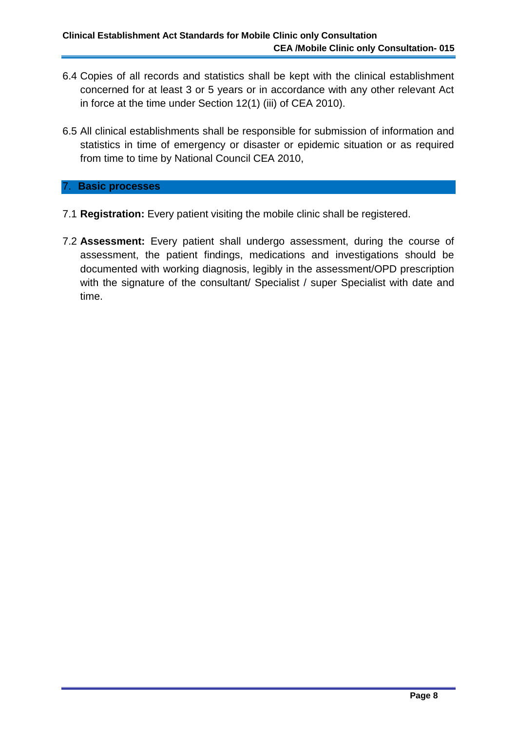6.4 Copies of all records and statistics shall be kept with the clinical establishment concerned for at least 3 or 5 years or in accordance with any other relevant Act in force at the time under Section 12(1) (iii) of CEA 2010).

6.5 All clinical establishments shall be responsible for submission of information and statistics in time of emergency or disaster or epidemic situation or as required from time to time by National Council CEA 2010,

## 7. Basic processes

7.1 **Registration:** Every patient visiting the mobile clinic shall be registered.

7.2 **Assessment:** Every patient shall undergo assessment, during the course of assessment, the patient findings, medications and investigations should be documented with working diagnosis, legibly in the assessment/OPD prescription with the signature of the consultant/ Specialist / super Specialist with date and time.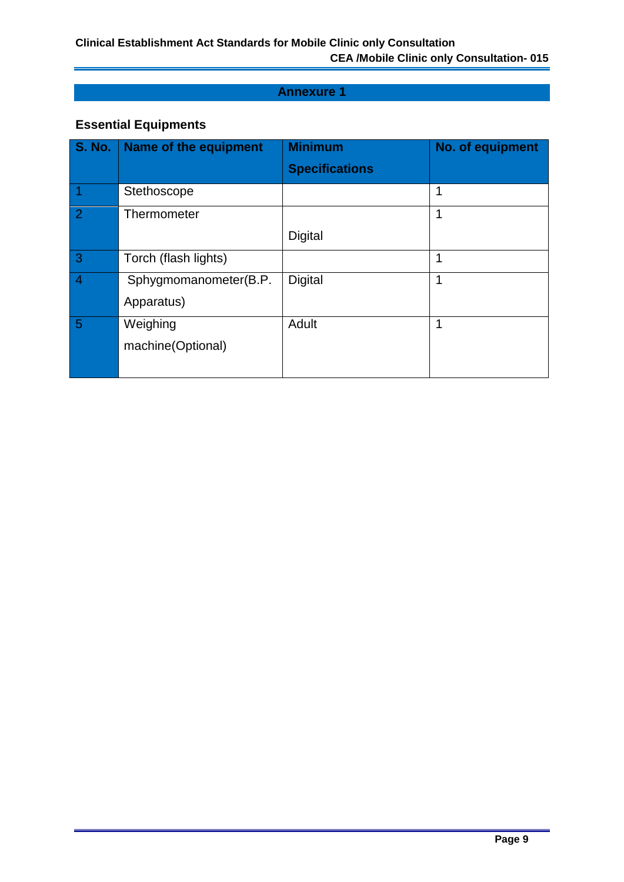## Annexure 1

### Essential Equipments

| S. No. | Name of the equipment | Minimum Specifications | No. of equipment |
|---|---|---|---|
| 1 | Stethoscope | | 1 |
| 2 | Thermometer | Digital | 1 |
| 3 | Torch (flash lights) | | 1 |
| 4 | Sphygmomanometer(B.P. Apparatus) | Digital | 1 |
| 5 | Weighing machine(Optional) | Adult | 1 |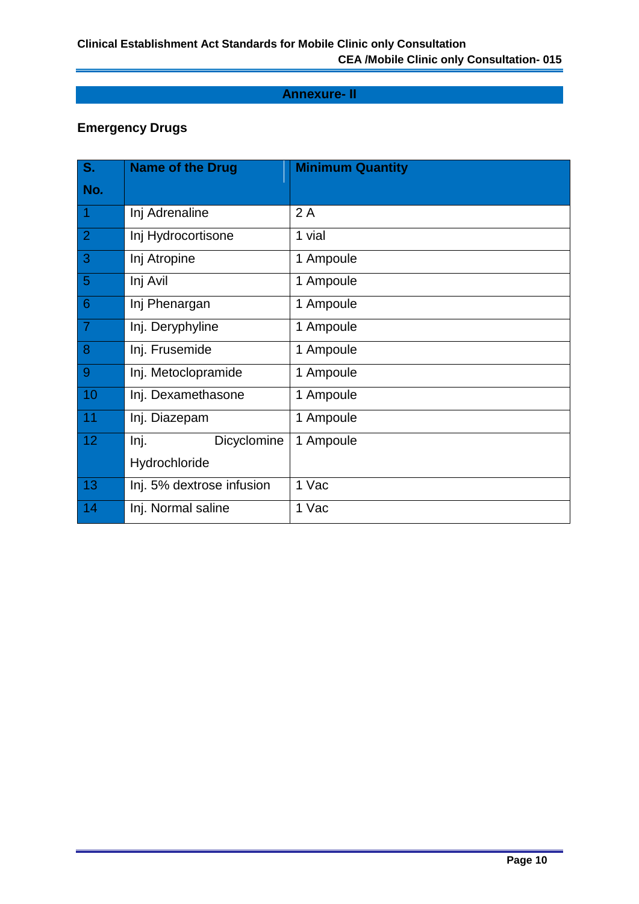## Annexure- II

### Emergency Drugs

| S. No. | Name of the Drug | Minimum Quantity |
|---|---|---|
| 1 | Inj Adrenaline | 2 A |
| 2 | Inj Hydrocortisone | 1 vial |
| 3 | Inj Atropine | 1 Ampoule |
| 5 | Inj Avil | 1 Ampoule |
| 6 | Inj Phenargan | 1 Ampoule |
| 7 | Inj. Deryphyline | 1 Ampoule |
| 8 | Inj. Frusemide | 1 Ampoule |
| 9 | Inj. Metoclopramide | 1 Ampoule |
| 10 | Inj. Dexamethasone | 1 Ampoule |
| 11 | Inj. Diazepam | 1 Ampoule |
| 12 | Inj. Dicyclomine Hydrochloride | 1 Ampoule |
| 13 | Inj. 5% dextrose infusion | 1 Vac |
| 14 | Inj. Normal saline | 1 Vac |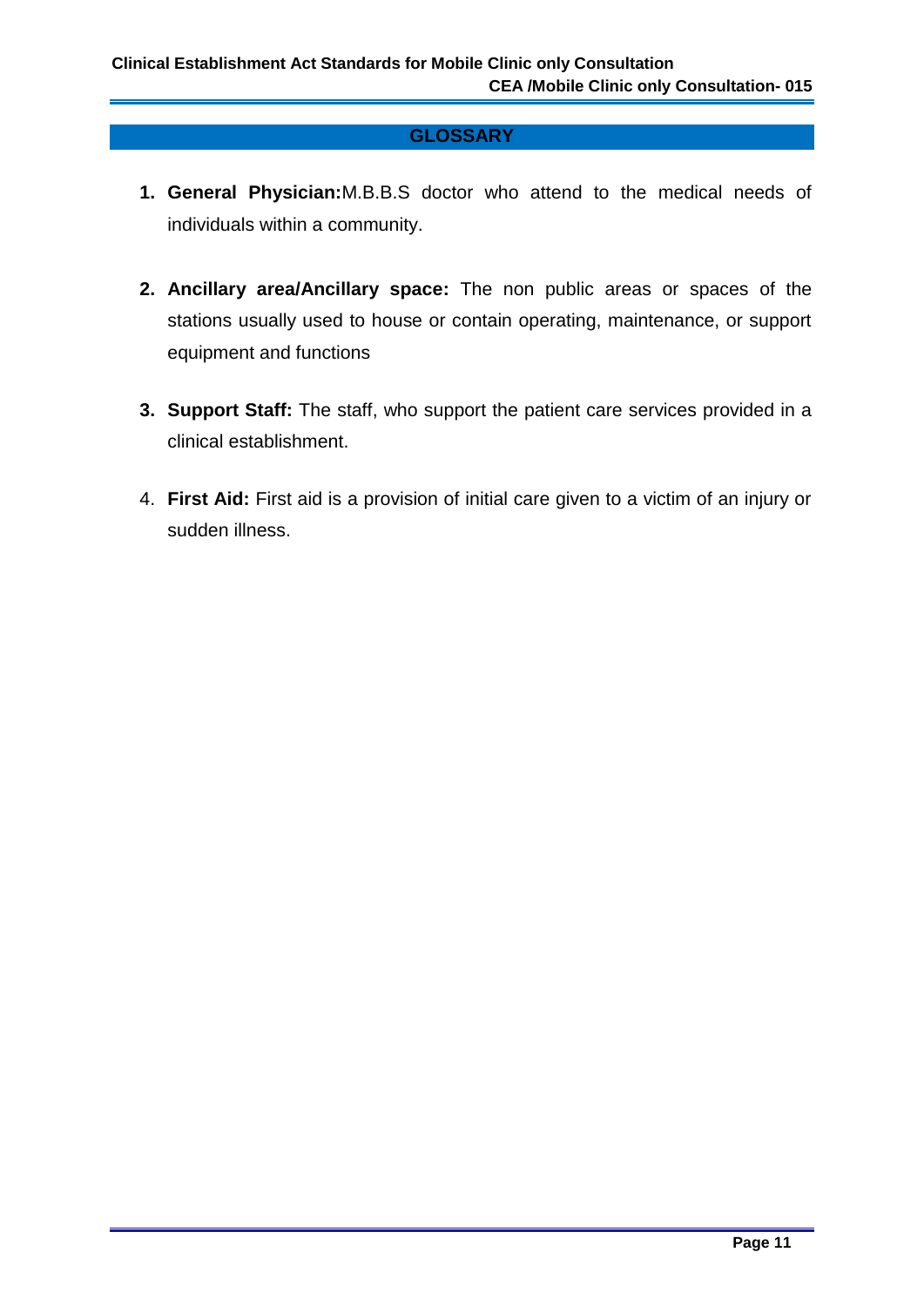## GLOSSARY

1. **General Physician:**M.B.B.S doctor who attend to the medical needs of individuals within a community.

2. **Ancillary area/Ancillary space:** The non public areas or spaces of the stations usually used to house or contain operating, maintenance, or support equipment and functions

3. **Support Staff:** The staff, who support the patient care services provided in a clinical establishment.

4. **First Aid:** First aid is a provision of initial care given to a victim of an injury or sudden illness.